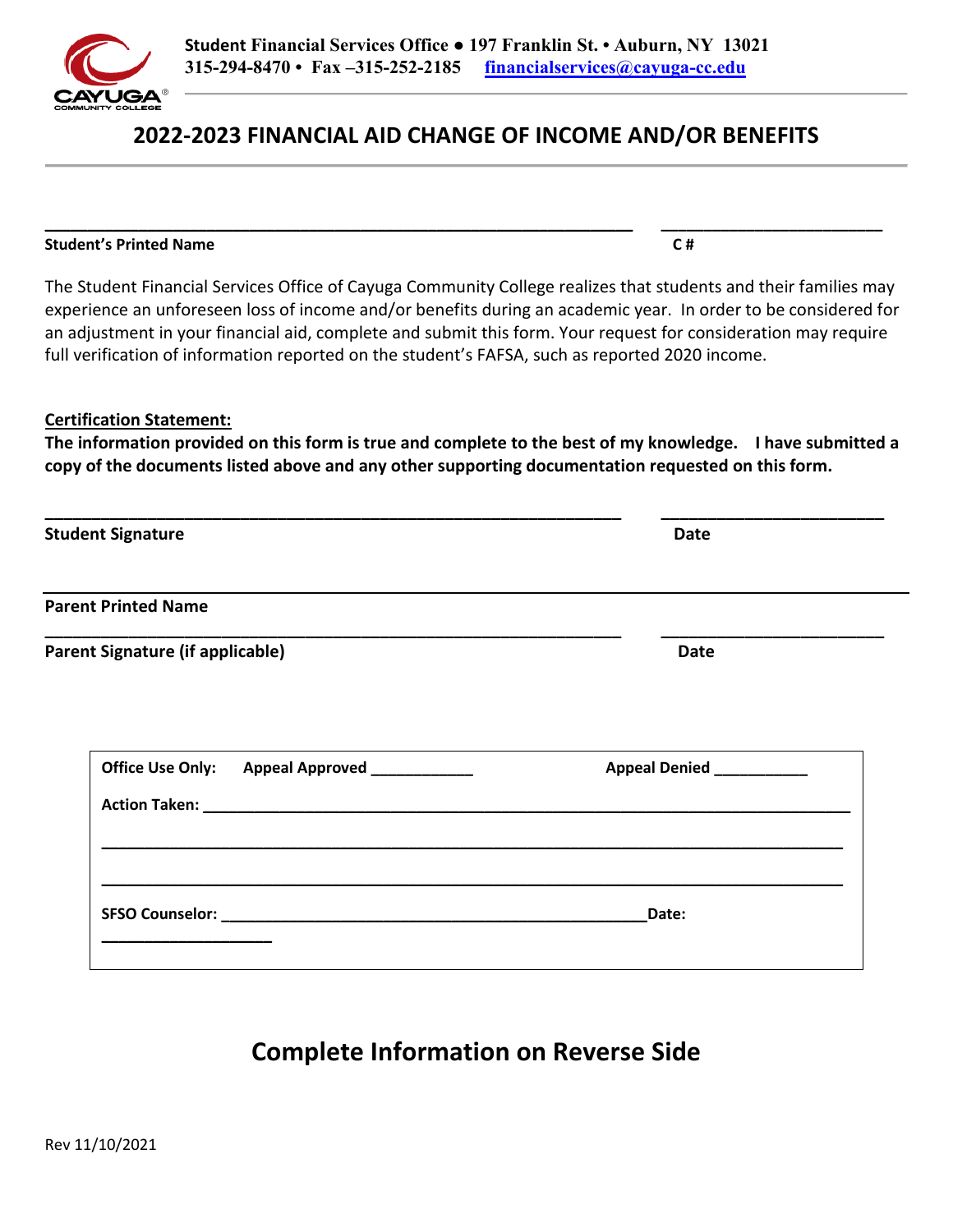Student Financial Services Office • 197 Franklin St. • Auburn, NY 13021
315-294-8470 • Fax –315-252-2185 financialservices@cayuga-cc.edu

# 2022-2023 FINANCIAL AID CHANGE OF INCOME AND/OR BENEFITS

_______________________________________________ ________________

**Student's Printed Name** **C #**

The Student Financial Services Office of Cayuga Community College realizes that students and their families may experience an unforeseen loss of income and/or benefits during an academic year. In order to be considered for an adjustment in your financial aid, complete and submit this form. Your request for consideration may require full verification of information reported on the student's FAFSA, such as reported 2020 income.

**Certification Statement:**

**The information provided on this form is true and complete to the best of my knowledge. I have submitted a copy of the documents listed above and any other supporting documentation requested on this form.**

_______________________________________________ ________________

**Student Signature** **Date**

_______________________________________________

**Parent Printed Name**

_______________________________________________ ________________

**Parent Signature (if applicable)** **Date**

**Office Use Only:** **Appeal Approved** ___________ **Appeal Denied** ___________

**Action Taken:** _______________________________________________

_______________________________________________

_______________________________________________

**SFSO Counselor:** _______________________________ **Date:** ________________

## Complete Information on Reverse Side

Rev 11/10/2021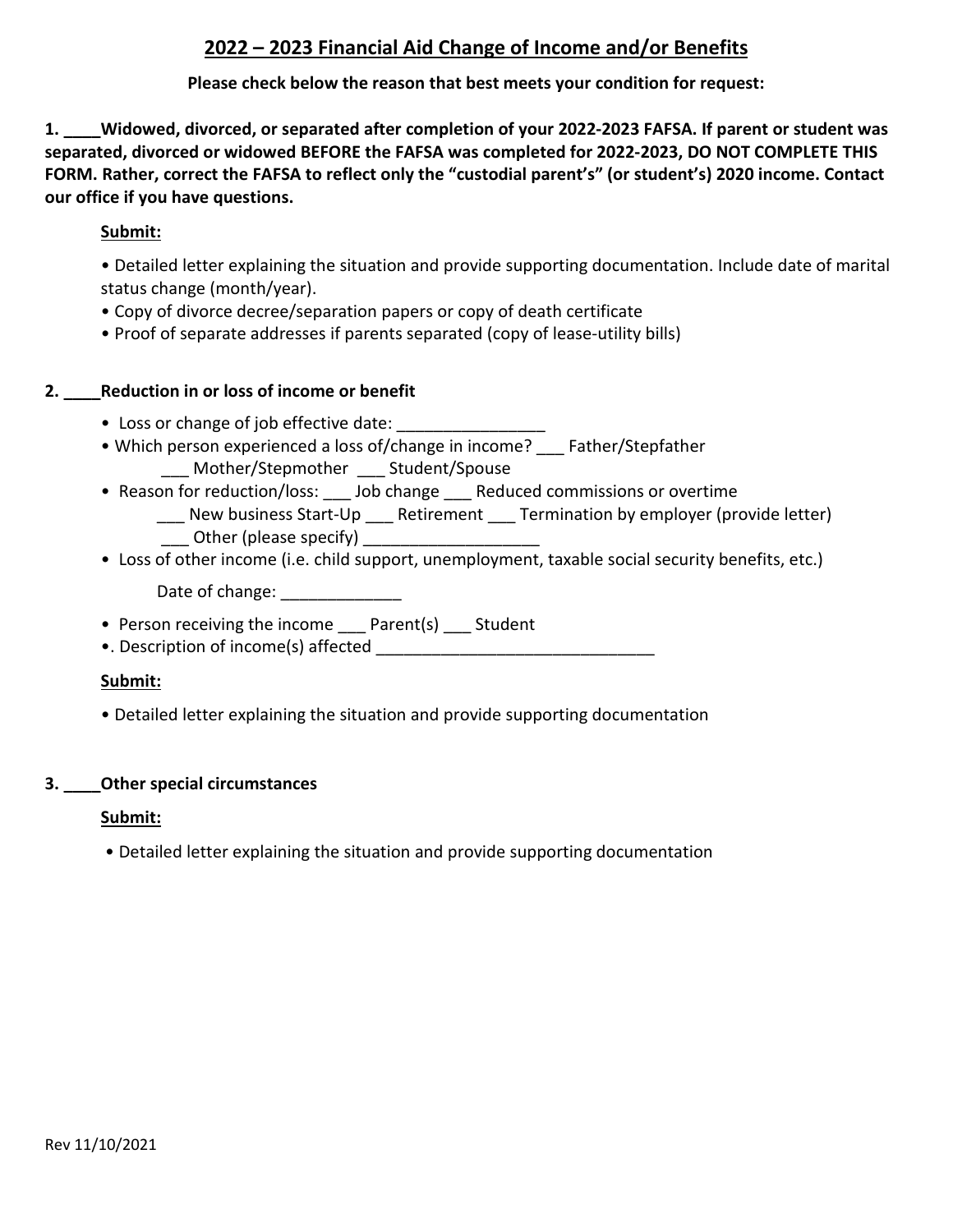## 2022 – 2023 Financial Aid Change of Income and/or Benefits

**Please check below the reason that best meets your condition for request:**

**1. ____Widowed, divorced, or separated after completion of your 2022-2023 FAFSA. If parent or student was separated, divorced or widowed BEFORE the FAFSA was completed for 2022-2023, DO NOT COMPLETE THIS FORM. Rather, correct the FAFSA to reflect only the "custodial parent's" (or student's) 2020 income. Contact our office if you have questions.**

**Submit:**

- Detailed letter explaining the situation and provide supporting documentation. Include date of marital status change (month/year).
- Copy of divorce decree/separation papers or copy of death certificate
- Proof of separate addresses if parents separated (copy of lease-utility bills)

**2. ____Reduction in or loss of income or benefit**

- Loss or change of job effective date: ________________
- Which person experienced a loss of/change in income? ___ Father/Stepfather
  ___ Mother/Stepmother ___ Student/Spouse
- Reason for reduction/loss: ___ Job change ___ Reduced commissions or overtime
  ___ New business Start-Up ___ Retirement ___ Termination by employer (provide letter)
  ___ Other (please specify) ___________________
- Loss of other income (i.e. child support, unemployment, taxable social security benefits, etc.)

  Date of change: _____________
- Person receiving the income ___ Parent(s) ___ Student
- . Description of income(s) affected ______________________________

**Submit:**

- Detailed letter explaining the situation and provide supporting documentation

**3. ____Other special circumstances**

**Submit:**

- Detailed letter explaining the situation and provide supporting documentation

Rev 11/10/2021